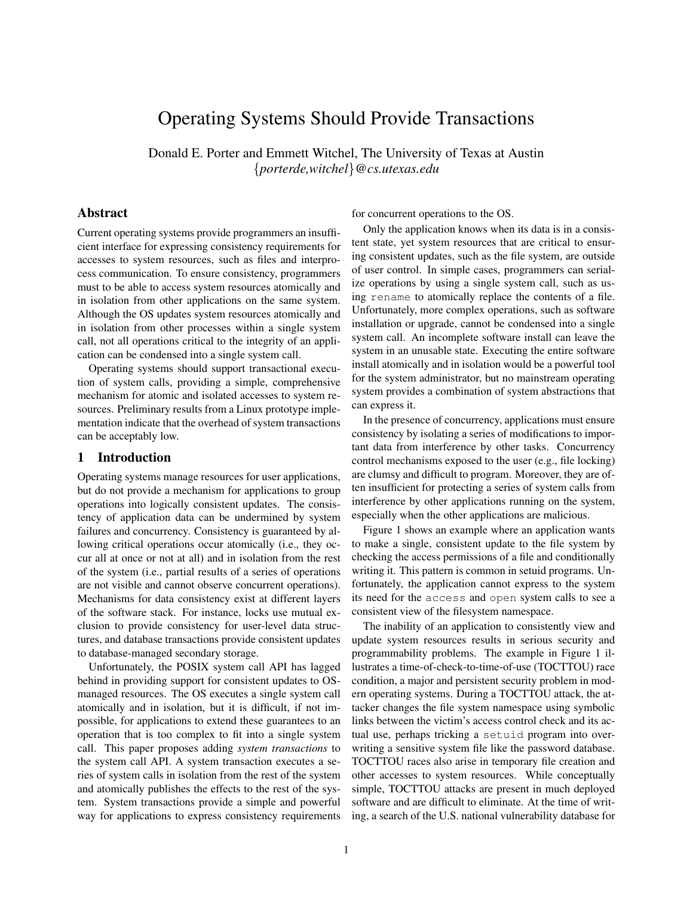# Operating Systems Should Provide Transactions

Donald E. Porter and Emmett Witchel, The University of Texas at Austin
{*porterde,witchel*}*@cs.utexas.edu*

## Abstract

Current operating systems provide programmers an insufficient interface for expressing consistency requirements for accesses to system resources, such as files and interprocess communication. To ensure consistency, programmers must to be able to access system resources atomically and in isolation from other applications on the same system. Although the OS updates system resources atomically and in isolation from other processes within a single system call, not all operations critical to the integrity of an application can be condensed into a single system call.

Operating systems should support transactional execution of system calls, providing a simple, comprehensive mechanism for atomic and isolated accesses to system resources. Preliminary results from a Linux prototype implementation indicate that the overhead of system transactions can be acceptably low.

## 1 Introduction

Operating systems manage resources for user applications, but do not provide a mechanism for applications to group operations into logically consistent updates. The consistency of application data can be undermined by system failures and concurrency. Consistency is guaranteed by allowing critical operations occur atomically (i.e., they occur all at once or not at all) and in isolation from the rest of the system (i.e., partial results of a series of operations are not visible and cannot observe concurrent operations). Mechanisms for data consistency exist at different layers of the software stack. For instance, locks use mutual exclusion to provide consistency for user-level data structures, and database transactions provide consistent updates to database-managed secondary storage.

Unfortunately, the POSIX system call API has lagged behind in providing support for consistent updates to OS-managed resources. The OS executes a single system call atomically and in isolation, but it is difficult, if not impossible, for applications to extend these guarantees to an operation that is too complex to fit into a single system call. This paper proposes adding *system transactions* to the system call API. A system transaction executes a series of system calls in isolation from the rest of the system and atomically publishes the effects to the rest of the system. System transactions provide a simple and powerful way for applications to express consistency requirements for concurrent operations to the OS.

Only the application knows when its data is in a consistent state, yet system resources that are critical to ensuring consistent updates, such as the file system, are outside of user control. In simple cases, programmers can serialize operations by using a single system call, such as using `rename` to atomically replace the contents of a file. Unfortunately, more complex operations, such as software installation or upgrade, cannot be condensed into a single system call. An incomplete software install can leave the system in an unusable state. Executing the entire software install atomically and in isolation would be a powerful tool for the system administrator, but no mainstream operating system provides a combination of system abstractions that can express it.

In the presence of concurrency, applications must ensure consistency by isolating a series of modifications to important data from interference by other tasks. Concurrency control mechanisms exposed to the user (e.g., file locking) are clumsy and difficult to program. Moreover, they are often insufficient for protecting a series of system calls from interference by other applications running on the system, especially when the other applications are malicious.

Figure 1 shows an example where an application wants to make a single, consistent update to the file system by checking the access permissions of a file and conditionally writing it. This pattern is common in setuid programs. Unfortunately, the application cannot express to the system its need for the `access` and `open` system calls to see a consistent view of the filesystem namespace.

The inability of an application to consistently view and update system resources results in serious security and programmability problems. The example in Figure 1 illustrates a time-of-check-to-time-of-use (TOCTTOU) race condition, a major and persistent security problem in modern operating systems. During a TOCTTOU attack, the attacker changes the file system namespace using symbolic links between the victim's access control check and its actual use, perhaps tricking a `setuid` program into overwriting a sensitive system file like the password database. TOCTTOU races also arise in temporary file creation and other accesses to system resources. While conceptually simple, TOCTTOU attacks are present in much deployed software and are difficult to eliminate. At the time of writing, a search of the U.S. national vulnerability database for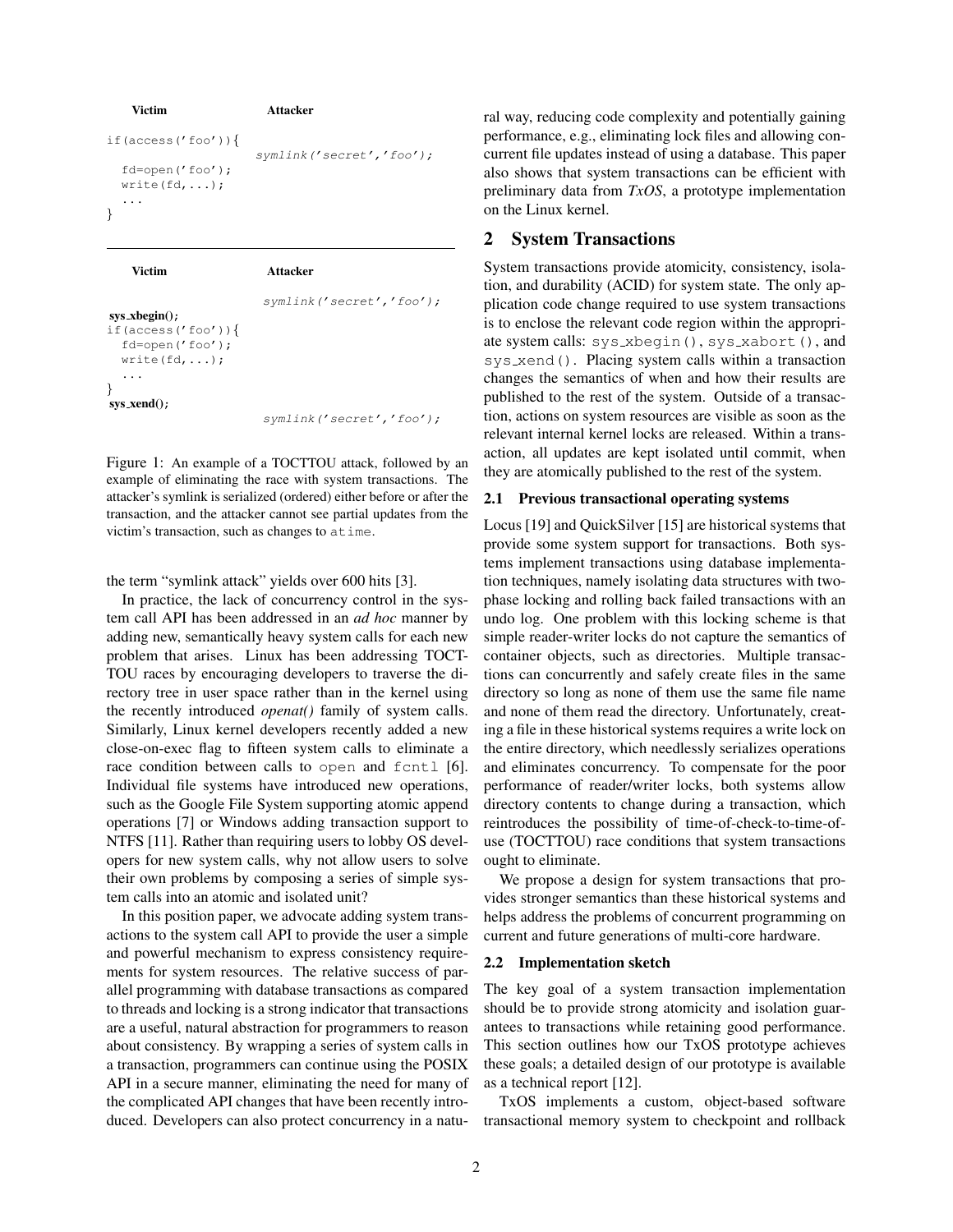```
Victim                         Attacker

if(access('foo')){
                               symlink('secret','foo');
  fd=open('foo');
  write(fd,...);
  ...
}
```

```
Victim                         Attacker

                               symlink('secret','foo');
sys_xbegin();
if(access('foo')){
  fd=open('foo');
  write(fd,...);
  ...
}
sys_xend();
                               symlink('secret','foo');
```

Figure 1: An example of a TOCTTOU attack, followed by an example of eliminating the race with system transactions. The attacker's symlink is serialized (ordered) either before or after the transaction, and the attacker cannot see partial updates from the victim's transaction, such as changes to `atime`.

the term "symlink attack" yields over 600 hits [3].

In practice, the lack of concurrency control in the system call API has been addressed in an *ad hoc* manner by adding new, semantically heavy system calls for each new problem that arises. Linux has been addressing TOCTTOU races by encouraging developers to traverse the directory tree in user space rather than in the kernel using the recently introduced *openat()* family of system calls. Similarly, Linux kernel developers recently added a new close-on-exec flag to fifteen system calls to eliminate a race condition between calls to `open` and `fcntl` [6]. Individual file systems have introduced new operations, such as the Google File System supporting atomic append operations [7] or Windows adding transaction support to NTFS [11]. Rather than requiring users to lobby OS developers for new system calls, why not allow users to solve their own problems by composing a series of simple system calls into an atomic and isolated unit?

In this position paper, we advocate adding system transactions to the system call API to provide the user a simple and powerful mechanism to express consistency requirements for system resources. The relative success of parallel programming with database transactions as compared to threads and locking is a strong indicator that transactions are a useful, natural abstraction for programmers to reason about consistency. By wrapping a series of system calls in a transaction, programmers can continue using the POSIX API in a secure manner, eliminating the need for many of the complicated API changes that have been recently introduced. Developers can also protect concurrency in a natural way, reducing code complexity and potentially gaining performance, e.g., eliminating lock files and allowing concurrent file updates instead of using a database. This paper also shows that system transactions can be efficient with preliminary data from *TxOS*, a prototype implementation on the Linux kernel.

## 2 System Transactions

System transactions provide atomicity, consistency, isolation, and durability (ACID) for system state. The only application code change required to use system transactions is to enclose the relevant code region within the appropriate system calls: `sys_xbegin()`, `sys_xabort()`, and `sys_xend()`. Placing system calls within a transaction changes the semantics of when and how their results are published to the rest of the system. Outside of a transaction, actions on system resources are visible as soon as the relevant internal kernel locks are released. Within a transaction, all updates are kept isolated until commit, when they are atomically published to the rest of the system.

### 2.1 Previous transactional operating systems

Locus [19] and QuickSilver [15] are historical systems that provide some system support for transactions. Both systems implement transactions using database implementation techniques, namely isolating data structures with two-phase locking and rolling back failed transactions with an undo log. One problem with this locking scheme is that simple reader-writer locks do not capture the semantics of container objects, such as directories. Multiple transactions can concurrently and safely create files in the same directory so long as none of them use the same file name and none of them read the directory. Unfortunately, creating a file in these historical systems requires a write lock on the entire directory, which needlessly serializes operations and eliminates concurrency. To compensate for the poor performance of reader/writer locks, both systems allow directory contents to change during a transaction, which reintroduces the possibility of time-of-check-to-time-of-use (TOCTTOU) race conditions that system transactions ought to eliminate.

We propose a design for system transactions that provides stronger semantics than these historical systems and helps address the problems of concurrent programming on current and future generations of multi-core hardware.

### 2.2 Implementation sketch

The key goal of a system transaction implementation should be to provide strong atomicity and isolation guarantees to transactions while retaining good performance. This section outlines how our TxOS prototype achieves these goals; a detailed design of our prototype is available as a technical report [12].

TxOS implements a custom, object-based software transactional memory system to checkpoint and rollback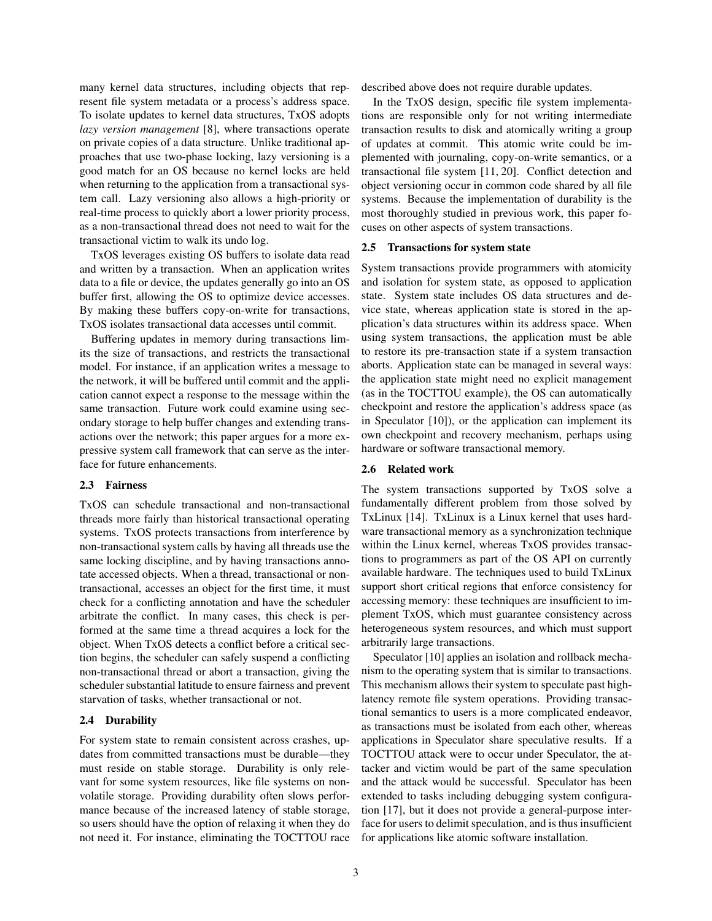many kernel data structures, including objects that represent file system metadata or a process's address space. To isolate updates to kernel data structures, TxOS adopts *lazy version management* [8], where transactions operate on private copies of a data structure. Unlike traditional approaches that use two-phase locking, lazy versioning is a good match for an OS because no kernel locks are held when returning to the application from a transactional system call. Lazy versioning also allows a high-priority or real-time process to quickly abort a lower priority process, as a non-transactional thread does not need to wait for the transactional victim to walk its undo log.

TxOS leverages existing OS buffers to isolate data read and written by a transaction. When an application writes data to a file or device, the updates generally go into an OS buffer first, allowing the OS to optimize device accesses. By making these buffers copy-on-write for transactions, TxOS isolates transactional data accesses until commit.

Buffering updates in memory during transactions limits the size of transactions, and restricts the transactional model. For instance, if an application writes a message to the network, it will be buffered until commit and the application cannot expect a response to the message within the same transaction. Future work could examine using secondary storage to help buffer changes and extending transactions over the network; this paper argues for a more expressive system call framework that can serve as the interface for future enhancements.

### 2.3 Fairness

TxOS can schedule transactional and non-transactional threads more fairly than historical transactional operating systems. TxOS protects transactions from interference by non-transactional system calls by having all threads use the same locking discipline, and by having transactions annotate accessed objects. When a thread, transactional or non-transactional, accesses an object for the first time, it must check for a conflicting annotation and have the scheduler arbitrate the conflict. In many cases, this check is performed at the same time a thread acquires a lock for the object. When TxOS detects a conflict before a critical section begins, the scheduler can safely suspend a conflicting non-transactional thread or abort a transaction, giving the scheduler substantial latitude to ensure fairness and prevent starvation of tasks, whether transactional or not.

### 2.4 Durability

For system state to remain consistent across crashes, updates from committed transactions must be durable—they must reside on stable storage. Durability is only relevant for some system resources, like file systems on non-volatile storage. Providing durability often slows performance because of the increased latency of stable storage, so users should have the option of relaxing it when they do not need it. For instance, eliminating the TOCTTOU race described above does not require durable updates.

In the TxOS design, specific file system implementations are responsible only for not writing intermediate transaction results to disk and atomically writing a group of updates at commit. This atomic write could be implemented with journaling, copy-on-write semantics, or a transactional file system [11, 20]. Conflict detection and object versioning occur in common code shared by all file systems. Because the implementation of durability is the most thoroughly studied in previous work, this paper focuses on other aspects of system transactions.

### 2.5 Transactions for system state

System transactions provide programmers with atomicity and isolation for system state, as opposed to application state. System state includes OS data structures and device state, whereas application state is stored in the application's data structures within its address space. When using system transactions, the application must be able to restore its pre-transaction state if a system transaction aborts. Application state can be managed in several ways: the application state might need no explicit management (as in the TOCTTOU example), the OS can automatically checkpoint and restore the application's address space (as in Speculator [10]), or the application can implement its own checkpoint and recovery mechanism, perhaps using hardware or software transactional memory.

### 2.6 Related work

The system transactions supported by TxOS solve a fundamentally different problem from those solved by TxLinux [14]. TxLinux is a Linux kernel that uses hardware transactional memory as a synchronization technique within the Linux kernel, whereas TxOS provides transactions to programmers as part of the OS API on currently available hardware. The techniques used to build TxLinux support short critical regions that enforce consistency for accessing memory: these techniques are insufficient to implement TxOS, which must guarantee consistency across heterogeneous system resources, and which must support arbitrarily large transactions.

Speculator [10] applies an isolation and rollback mechanism to the operating system that is similar to transactions. This mechanism allows their system to speculate past high-latency remote file system operations. Providing transactional semantics to users is a more complicated endeavor, as transactions must be isolated from each other, whereas applications in Speculator share speculative results. If a TOCTTOU attack were to occur under Speculator, the attacker and victim would be part of the same speculation and the attack would be successful. Speculator has been extended to tasks including debugging system configuration [17], but it does not provide a general-purpose interface for users to delimit speculation, and is thus insufficient for applications like atomic software installation.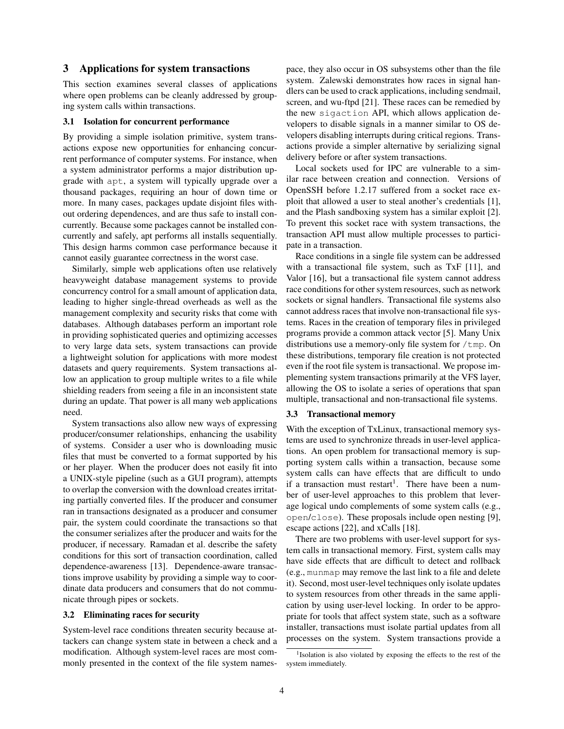## 3 Applications for system transactions

This section examines several classes of applications where open problems can be cleanly addressed by grouping system calls within transactions.

### 3.1 Isolation for concurrent performance

By providing a simple isolation primitive, system transactions expose new opportunities for enhancing concurrent performance of computer systems. For instance, when a system administrator performs a major distribution upgrade with `apt`, a system will typically upgrade over a thousand packages, requiring an hour of down time or more. In many cases, packages update disjoint files without ordering dependences, and are thus safe to install concurrently. Because some packages cannot be installed concurrently and safely, apt performs all installs sequentially. This design harms common case performance because it cannot easily guarantee correctness in the worst case.

Similarly, simple web applications often use relatively heavyweight database management systems to provide concurrency control for a small amount of application data, leading to higher single-thread overheads as well as the management complexity and security risks that come with databases. Although databases perform an important role in providing sophisticated queries and optimizing accesses to very large data sets, system transactions can provide a lightweight solution for applications with more modest datasets and query requirements. System transactions allow an application to group multiple writes to a file while shielding readers from seeing a file in an inconsistent state during an update. That power is all many web applications need.

System transactions also allow new ways of expressing producer/consumer relationships, enhancing the usability of systems. Consider a user who is downloading music files that must be converted to a format supported by his or her player. When the producer does not easily fit into a UNIX-style pipeline (such as a GUI program), attempts to overlap the conversion with the download creates irritating partially converted files. If the producer and consumer ran in transactions designated as a producer and consumer pair, the system could coordinate the transactions so that the consumer serializes after the producer and waits for the producer, if necessary. Ramadan et al. describe the safety conditions for this sort of transaction coordination, called dependence-awareness [13]. Dependence-aware transactions improve usability by providing a simple way to coordinate data producers and consumers that do not communicate through pipes or sockets.

### 3.2 Eliminating races for security

System-level race conditions threaten security because attackers can change system state in between a check and a modification. Although system-level races are most commonly presented in the context of the file system namespace, they also occur in OS subsystems other than the file system. Zalewski demonstrates how races in signal handlers can be used to crack applications, including sendmail, screen, and wu-ftpd [21]. These races can be remedied by the new `sigaction` API, which allows application developers to disable signals in a manner similar to OS developers disabling interrupts during critical regions. Transactions provide a simpler alternative by serializing signal delivery before or after system transactions.

Local sockets used for IPC are vulnerable to a similar race between creation and connection. Versions of OpenSSH before 1.2.17 suffered from a socket race exploit that allowed a user to steal another's credentials [1], and the Plash sandboxing system has a similar exploit [2]. To prevent this socket race with system transactions, the transaction API must allow multiple processes to participate in a transaction.

Race conditions in a single file system can be addressed with a transactional file system, such as TxF [11], and Valor [16], but a transactional file system cannot address race conditions for other system resources, such as network sockets or signal handlers. Transactional file systems also cannot address races that involve non-transactional file systems. Races in the creation of temporary files in privileged programs provide a common attack vector [5]. Many Unix distributions use a memory-only file system for `/tmp`. On these distributions, temporary file creation is not protected even if the root file system is transactional. We propose implementing system transactions primarily at the VFS layer, allowing the OS to isolate a series of operations that span multiple, transactional and non-transactional file systems.

### 3.3 Transactional memory

With the exception of TxLinux, transactional memory systems are used to synchronize threads in user-level applications. An open problem for transactional memory is supporting system calls within a transaction, because some system calls can have effects that are difficult to undo if a transaction must restart[1]. There have been a number of user-level approaches to this problem that leverage logical undo complements of some system calls (e.g., `open`/`close`). These proposals include open nesting [9], escape actions [22], and xCalls [18].

There are two problems with user-level support for system calls in transactional memory. First, system calls may have side effects that are difficult to detect and rollback (e.g., `munmap` may remove the last link to a file and delete it). Second, most user-level techniques only isolate updates to system resources from other threads in the same application by using user-level locking. In order to be appropriate for tools that affect system state, such as a software installer, transactions must isolate partial updates from all processes on the system. System transactions provide a

[1] Isolation is also violated by exposing the effects to the rest of the system immediately.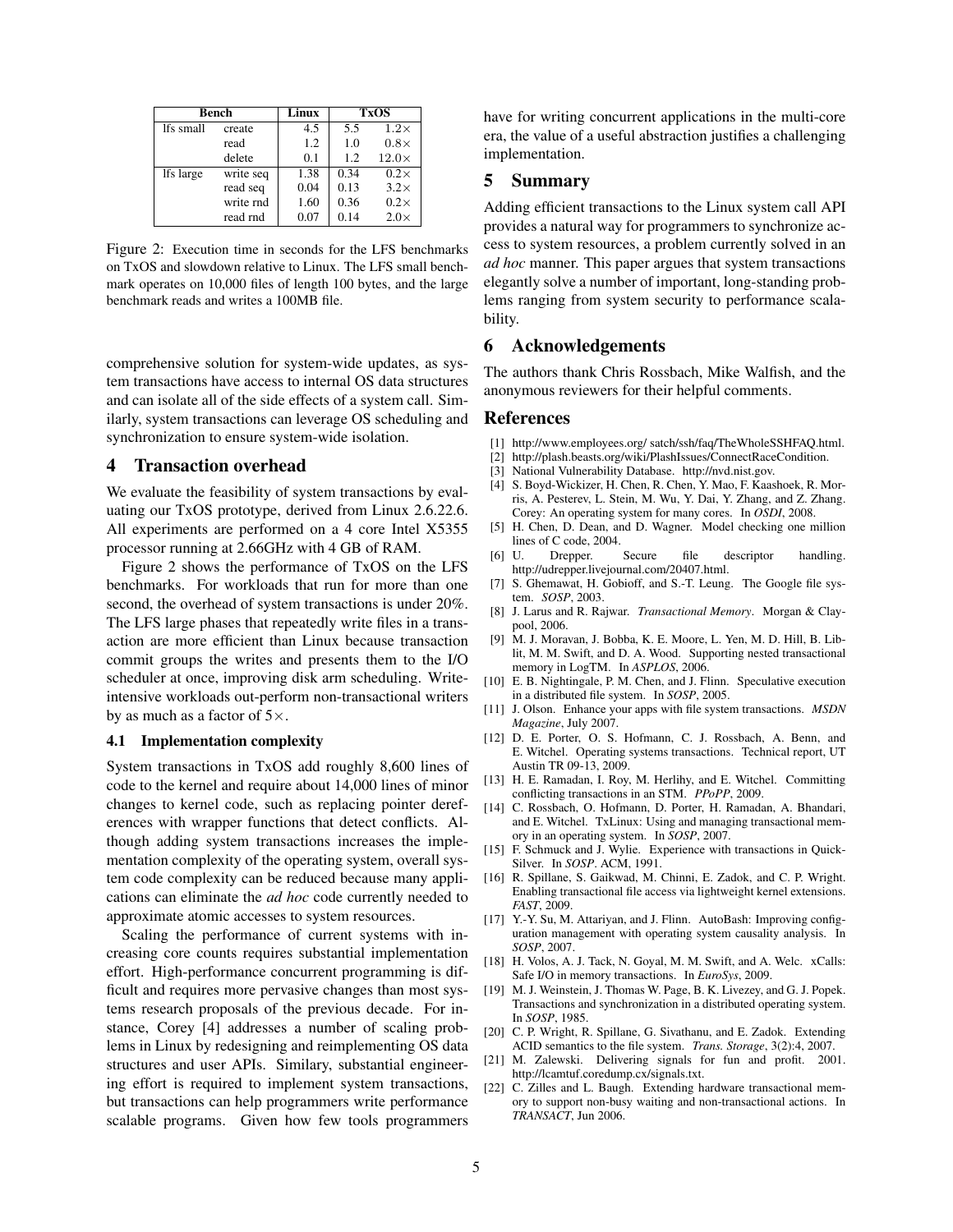| Bench | | Linux | TxOS | |
|---|---|---|---|---|
| lfs small | create | 4.5 | 5.5 | 1.2× |
| | read | 1.2 | 1.0 | 0.8× |
| | delete | 0.1 | 1.2 | 12.0× |
| lfs large | write seq | 1.38 | 0.34 | 0.2× |
| | read seq | 0.04 | 0.13 | 3.2× |
| | write rnd | 1.60 | 0.36 | 0.2× |
| | read rnd | 0.07 | 0.14 | 2.0× |

Figure 2: Execution time in seconds for the LFS benchmarks on TxOS and slowdown relative to Linux. The LFS small benchmark operates on 10,000 files of length 100 bytes, and the large benchmark reads and writes a 100MB file.

comprehensive solution for system-wide updates, as system transactions have access to internal OS data structures and can isolate all of the side effects of a system call. Similarly, system transactions can leverage OS scheduling and synchronization to ensure system-wide isolation.

## 4 Transaction overhead

We evaluate the feasibility of system transactions by evaluating our TxOS prototype, derived from Linux 2.6.22.6. All experiments are performed on a 4 core Intel X5355 processor running at 2.66GHz with 4 GB of RAM.

Figure 2 shows the performance of TxOS on the LFS benchmarks. For workloads that run for more than one second, the overhead of system transactions is under 20%. The LFS large phases that repeatedly write files in a transaction are more efficient than Linux because transaction commit groups the writes and presents them to the I/O scheduler at once, improving disk arm scheduling. Write-intensive workloads out-perform non-transactional writers by as much as a factor of 5×.

### 4.1 Implementation complexity

System transactions in TxOS add roughly 8,600 lines of code to the kernel and require about 14,000 lines of minor changes to kernel code, such as replacing pointer dereferences with wrapper functions that detect conflicts. Although adding system transactions increases the implementation complexity of the operating system, overall system code complexity can be reduced because many applications can eliminate the *ad hoc* code currently needed to approximate atomic accesses to system resources.

Scaling the performance of current systems with increasing core counts requires substantial implementation effort. High-performance concurrent programming is difficult and requires more pervasive changes than most systems research proposals of the previous decade. For instance, Corey [4] addresses a number of scaling problems in Linux by redesigning and reimplementing OS data structures and user APIs. Similary, substantial engineering effort is required to implement system transactions, but transactions can help programmers write performance scalable programs. Given how few tools programmers have for writing concurrent applications in the multi-core era, the value of a useful abstraction justifies a challenging implementation.

## 5 Summary

Adding efficient transactions to the Linux system call API provides a natural way for programmers to synchronize access to system resources, a problem currently solved in an *ad hoc* manner. This paper argues that system transactions elegantly solve a number of important, long-standing problems ranging from system security to performance scalability.

## 6 Acknowledgements

The authors thank Chris Rossbach, Mike Walfish, and the anonymous reviewers for their helpful comments.

## References

[1] http://www.employees.org/ satch/ssh/faq/TheWholeSSHFAQ.html.

[2] http://plash.beasts.org/wiki/PlashIssues/ConnectRaceCondition.

[3] National Vulnerability Database. http://nvd.nist.gov.

[4] S. Boyd-Wickizer, H. Chen, R. Chen, Y. Mao, F. Kaashoek, R. Morris, A. Pesterev, L. Stein, M. Wu, Y. Dai, Y. Zhang, and Z. Zhang. Corey: An operating system for many cores. In *OSDI*, 2008.

[5] H. Chen, D. Dean, and D. Wagner. Model checking one million lines of C code, 2004.

[6] U. Drepper. Secure file descriptor handling. http://udrepper.livejournal.com/20407.html.

[7] S. Ghemawat, H. Gobioff, and S.-T. Leung. The Google file system. *SOSP*, 2003.

[8] J. Larus and R. Rajwar. *Transactional Memory*. Morgan & Claypool, 2006.

[9] M. J. Moravan, J. Bobba, K. E. Moore, L. Yen, M. D. Hill, B. Liblit, M. M. Swift, and D. A. Wood. Supporting nested transactional memory in LogTM. In *ASPLOS*, 2006.

[10] E. B. Nightingale, P. M. Chen, and J. Flinn. Speculative execution in a distributed file system. In *SOSP*, 2005.

[11] J. Olson. Enhance your apps with file system transactions. *MSDN Magazine*, July 2007.

[12] D. E. Porter, O. S. Hofmann, C. J. Rossbach, A. Benn, and E. Witchel. Operating systems transactions. Technical report, UT Austin TR 09-13, 2009.

[13] H. E. Ramadan, I. Roy, M. Herlihy, and E. Witchel. Committing conflicting transactions in an STM. *PPoPP*, 2009.

[14] C. Rossbach, O. Hofmann, D. Porter, H. Ramadan, A. Bhandari, and E. Witchel. TxLinux: Using and managing transactional memory in an operating system. In *SOSP*, 2007.

[15] F. Schmuck and J. Wylie. Experience with transactions in QuickSilver. In *SOSP*. ACM, 1991.

[16] R. Spillane, S. Gaikwad, M. Chinni, E. Zadok, and C. P. Wright. Enabling transactional file access via lightweight kernel extensions. *FAST*, 2009.

[17] Y.-Y. Su, M. Attariyan, and J. Flinn. AutoBash: Improving configuration management with operating system causality analysis. In *SOSP*, 2007.

[18] H. Volos, A. J. Tack, N. Goyal, M. M. Swift, and A. Welc. xCalls: Safe I/O in memory transactions. In *EuroSys*, 2009.

[19] M. J. Weinstein, J. Thomas W. Page, B. K. Livezey, and G. J. Popek. Transactions and synchronization in a distributed operating system. In *SOSP*, 1985.

[20] C. P. Wright, R. Spillane, G. Sivathanu, and E. Zadok. Extending ACID semantics to the file system. *Trans. Storage*, 3(2):4, 2007.

[21] M. Zalewski. Delivering signals for fun and profit. 2001. http://lcamtuf.coredump.cx/signals.txt.

[22] C. Zilles and L. Baugh. Extending hardware transactional memory to support non-busy waiting and non-transactional actions. In *TRANSACT*, Jun 2006.